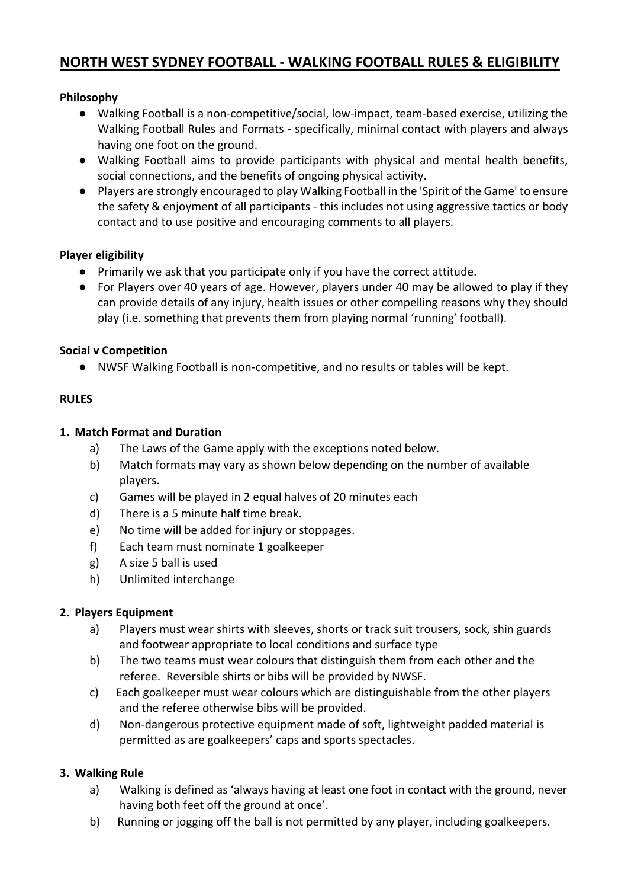# NORTH WEST SYDNEY FOOTBALL - WALKING FOOTBALL RULES & ELIGIBILITY

**Philosophy**

- Walking Football is a non-competitive/social, low-impact, team-based exercise, utilizing the Walking Football Rules and Formats - specifically, minimal contact with players and always having one foot on the ground.
- Walking Football aims to provide participants with physical and mental health benefits, social connections, and the benefits of ongoing physical activity.
- Players are strongly encouraged to play Walking Football in the 'Spirit of the Game' to ensure the safety & enjoyment of all participants - this includes not using aggressive tactics or body contact and to use positive and encouraging comments to all players.

**Player eligibility**

- Primarily we ask that you participate only if you have the correct attitude.
- For Players over 40 years of age. However, players under 40 may be allowed to play if they can provide details of any injury, health issues or other compelling reasons why they should play (i.e. something that prevents them from playing normal 'running' football).

**Social v Competition**

- NWSF Walking Football is non-competitive, and no results or tables will be kept.

## RULES

**1. Match Format and Duration**

a) The Laws of the Game apply with the exceptions noted below.

b) Match formats may vary as shown below depending on the number of available players.

c) Games will be played in 2 equal halves of 20 minutes each

d) There is a 5 minute half time break.

e) No time will be added for injury or stoppages.

f) Each team must nominate 1 goalkeeper

g) A size 5 ball is used

h) Unlimited interchange

**2. Players Equipment**

a) Players must wear shirts with sleeves, shorts or track suit trousers, sock, shin guards and footwear appropriate to local conditions and surface type

b) The two teams must wear colours that distinguish them from each other and the referee. Reversible shirts or bibs will be provided by NWSF.

c) Each goalkeeper must wear colours which are distinguishable from the other players and the referee otherwise bibs will be provided.

d) Non-dangerous protective equipment made of soft, lightweight padded material is permitted as are goalkeepers' caps and sports spectacles.

**3. Walking Rule**

a) Walking is defined as 'always having at least one foot in contact with the ground, never having both feet off the ground at once'.

b) Running or jogging off the ball is not permitted by any player, including goalkeepers.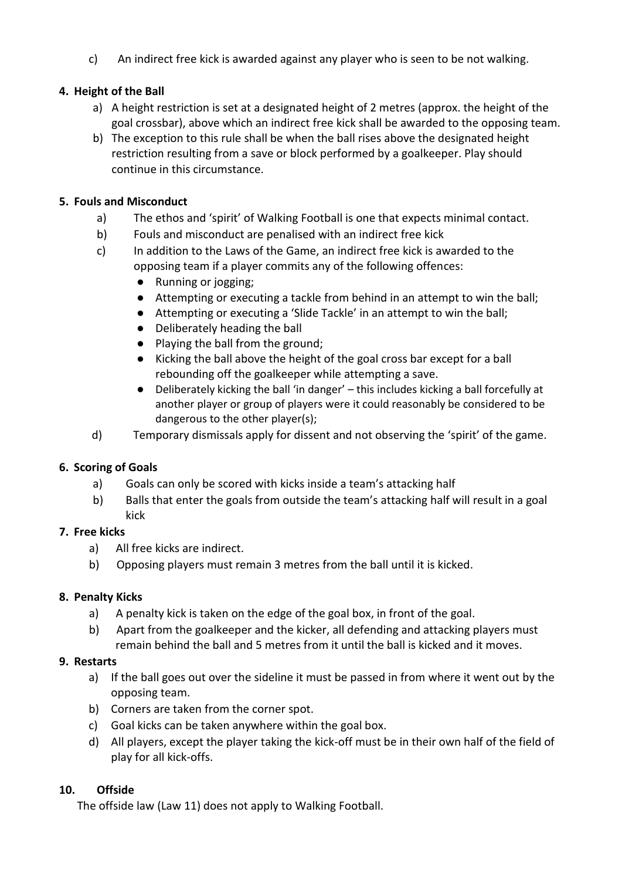c) An indirect free kick is awarded against any player who is seen to be not walking.

**4. Height of the Ball**

a) A height restriction is set at a designated height of 2 metres (approx. the height of the goal crossbar), above which an indirect free kick shall be awarded to the opposing team.

b) The exception to this rule shall be when the ball rises above the designated height restriction resulting from a save or block performed by a goalkeeper. Play should continue in this circumstance.

**5. Fouls and Misconduct**

a) The ethos and 'spirit' of Walking Football is one that expects minimal contact.

b) Fouls and misconduct are penalised with an indirect free kick

c) In addition to the Laws of the Game, an indirect free kick is awarded to the opposing team if a player commits any of the following offences:

- Running or jogging;
- Attempting or executing a tackle from behind in an attempt to win the ball;
- Attempting or executing a 'Slide Tackle' in an attempt to win the ball;
- Deliberately heading the ball
- Playing the ball from the ground;
- Kicking the ball above the height of the goal cross bar except for a ball rebounding off the goalkeeper while attempting a save.
- Deliberately kicking the ball 'in danger' – this includes kicking a ball forcefully at another player or group of players were it could reasonably be considered to be dangerous to the other player(s);

d) Temporary dismissals apply for dissent and not observing the 'spirit' of the game.

**6. Scoring of Goals**

a) Goals can only be scored with kicks inside a team's attacking half

b) Balls that enter the goals from outside the team's attacking half will result in a goal kick

**7. Free kicks**

a) All free kicks are indirect.

b) Opposing players must remain 3 metres from the ball until it is kicked.

**8. Penalty Kicks**

a) A penalty kick is taken on the edge of the goal box, in front of the goal.

b) Apart from the goalkeeper and the kicker, all defending and attacking players must remain behind the ball and 5 metres from it until the ball is kicked and it moves.

**9. Restarts**

a) If the ball goes out over the sideline it must be passed in from where it went out by the opposing team.

b) Corners are taken from the corner spot.

c) Goal kicks can be taken anywhere within the goal box.

d) All players, except the player taking the kick-off must be in their own half of the field of play for all kick-offs.

**10. Offside**

The offside law (Law 11) does not apply to Walking Football.